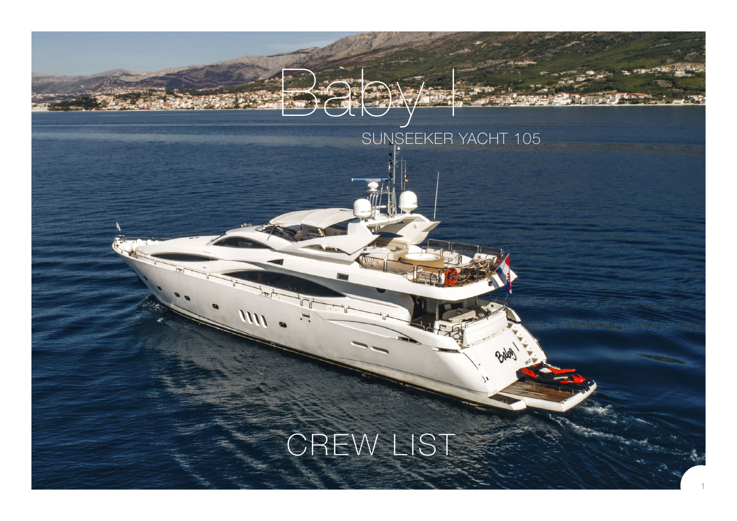# Baby I

SUNSEEKER YACHT 105

# CREW LIST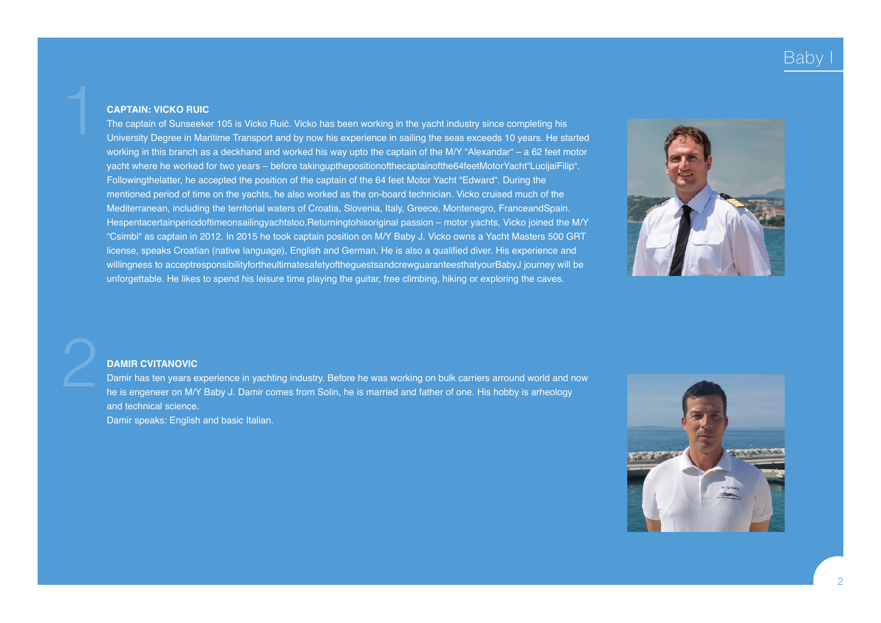1

**CAPTAIN: VICKO RUIC**

The captain of Sunseeker 105 is Vicko Ruić. Vicko has been working in the yacht industry since completing his University Degree in Maritime Transport and by now his experience in sailing the seas exceeds 10 years. He started working in this branch as a deckhand and worked his way upto the captain of the M/Y "Alexandar" – a 62 feet motor yacht where he worked for two years – before takingupthepositionofthecaptainofthe64feetMotorYacht"LucijaiFilip". Followingthelatter, he accepted the position of the captain of the 64 feet Motor Yacht "Edward". During the mentioned period of time on the yachts, he also worked as the on-board technician. Vicko cruised much of the Mediterranean, including the territorial waters of Croatia, Slovenia, Italy, Greece, Montenegro, FranceandSpain. Hespentacertainperiodoftimeonsailingyachtstoo.Returningtohisoriginal passion – motor yachts, Vicko joined the M/Y "Csimbi" as captain in 2012. In 2015 he took captain position on M/Y Baby J. Vicko owns a Yacht Masters 500 GRT license, speaks Croatian (native language), English and German. He is also a qualified diver. His experience and willingness to acceptresponsibilityfortheultimatesafetyoftheguestsandcrewguaranteesthatyourBabyJ journey will be unforgettable. He likes to spend his leisure time playing the guitar, free climbing, hiking or exploring the caves.

2

**DAMIR CVITANOVIC**

Damir has ten years experience in yachting industry. Before he was working on bulk carriers arround world and now he is engeneer on M/Y Baby J. Damir comes from Solin, he is married and father of one. His hobby is arheology and technical science.

Damir speaks: English and basic Italian.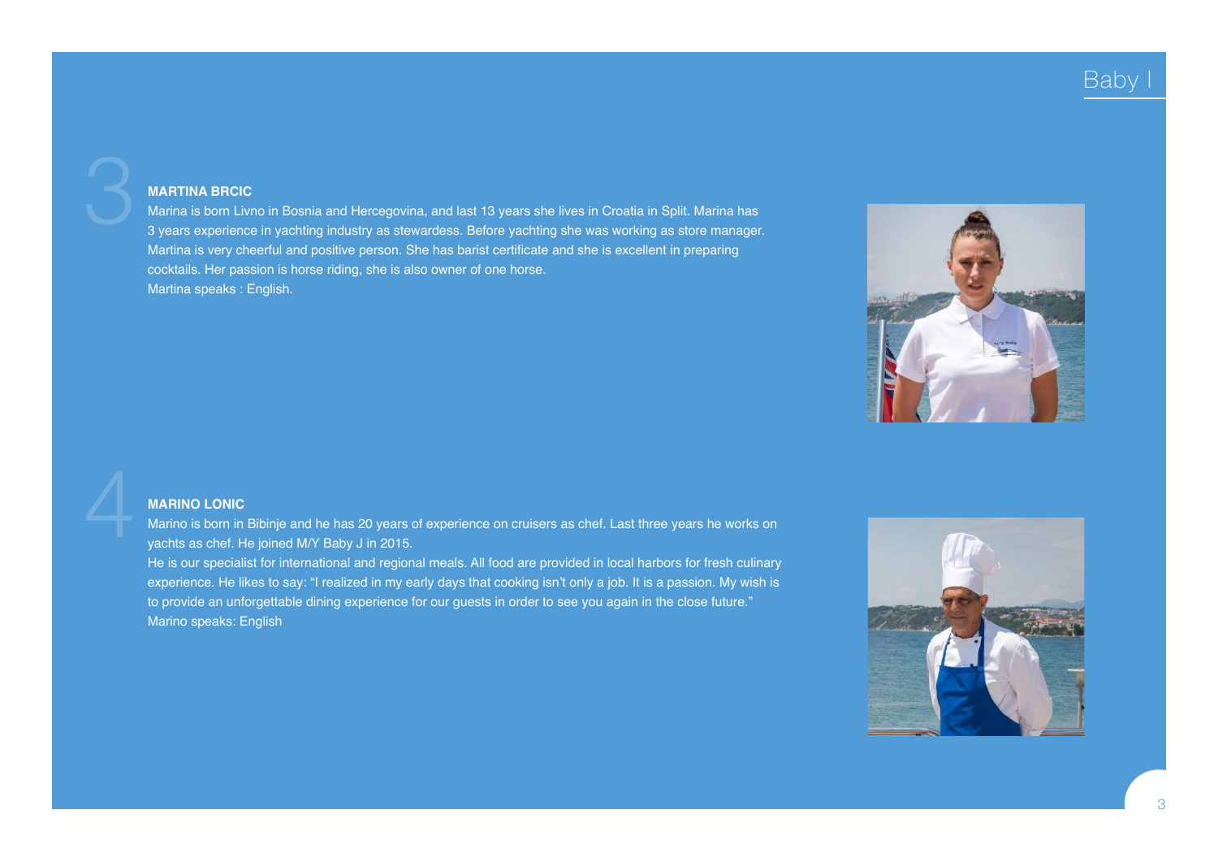## 3

### MARTINA BRCIC

Marina is born Livno in Bosnia and Hercegovina, and last 13 years she lives in Croatia in Split. Marina has 3 years experience in yachting industry as stewardess. Before yachting she was working as store manager. Martina is very cheerful and positive person. She has barist certificate and she is excellent in preparing cocktails. Her passion is horse riding, she is also owner of one horse.
Martina speaks : English.

## 4

### MARINO LONIC

Marino is born in Bibinje and he has 20 years of experience on cruisers as chef. Last three years he works on yachts as chef. He joined M/Y Baby J in 2015.
He is our specialist for international and regional meals. All food are provided in local harbors for fresh culinary experience. He likes to say: “I realized in my early days that cooking isn’t only a job. It is a passion. My wish is to provide an unforgettable dining experience for our guests in order to see you again in the close future.”
Marino speaks: English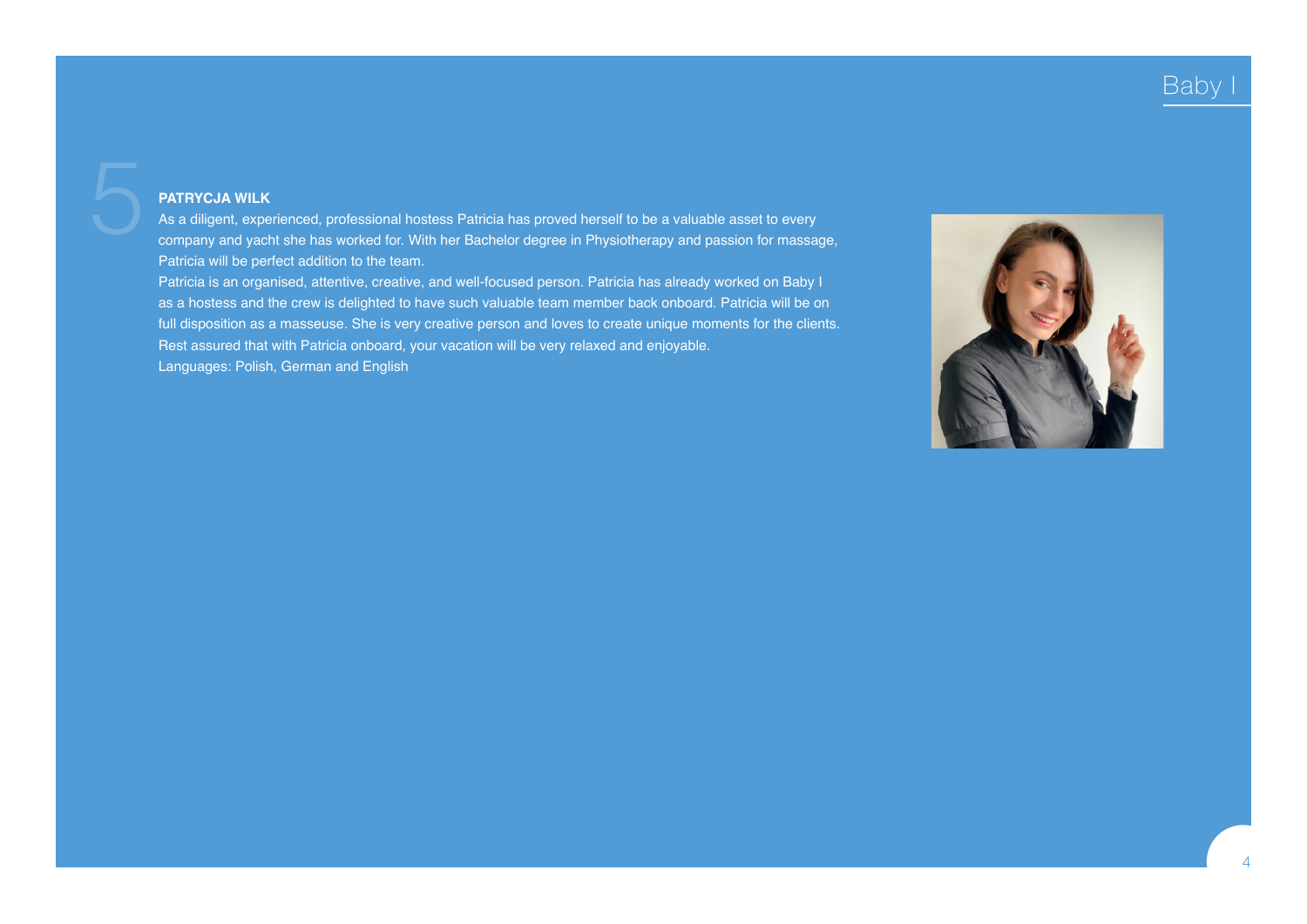5

**PATRYCJA WILK**

As a diligent, experienced, professional hostess Patricia has proved herself to be a valuable asset to every company and yacht she has worked for. With her Bachelor degree in Physiotherapy and passion for massage, Patricia will be perfect addition to the team.

Patricia is an organised, attentive, creative, and well-focused person. Patricia has already worked on Baby I as a hostess and the crew is delighted to have such valuable team member back onboard. Patricia will be on full disposition as a masseuse. She is very creative person and loves to create unique moments for the clients. Rest assured that with Patricia onboard, your vacation will be very relaxed and enjoyable.

Languages: Polish, German and English